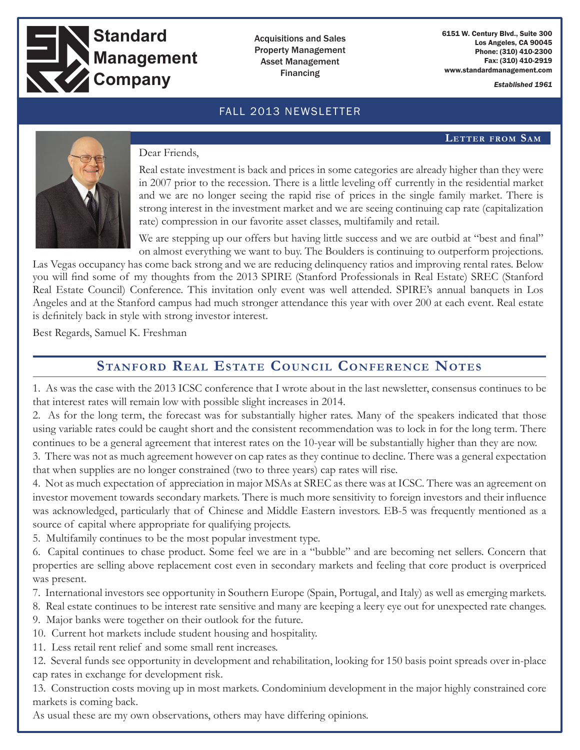# Standard Management Company

Acquisitions and Sales
Property Management
Asset Management
Financing

6151 W. Century Blvd., Suite 300
Los Angeles, CA 90045
Phone: (310) 410-2300
Fax: (310) 410-2919
www.standardmanagement.com

*Established 1961*

## FALL 2013 NEWSLETTER

### Letter from Sam

Dear Friends,

Real estate investment is back and prices in some categories are already higher than they were in 2007 prior to the recession. There is a little leveling off currently in the residential market and we are no longer seeing the rapid rise of prices in the single family market. There is strong interest in the investment market and we are seeing continuing cap rate (capitalization rate) compression in our favorite asset classes, multifamily and retail.

We are stepping up our offers but having little success and we are outbid at "best and final" on almost everything we want to buy. The Boulders is continuing to outperform projections. Las Vegas occupancy has come back strong and we are reducing delinquency ratios and improving rental rates. Below you will find some of my thoughts from the 2013 SPIRE (Stanford Professionals in Real Estate) SREC (Stanford Real Estate Council) Conference. This invitation only event was well attended. SPIRE's annual banquets in Los Angeles and at the Stanford campus had much stronger attendance this year with over 200 at each event. Real estate is definitely back in style with strong investor interest.

Best Regards, Samuel K. Freshman

## Stanford Real Estate Council Conference Notes

1. As was the case with the 2013 ICSC conference that I wrote about in the last newsletter, consensus continues to be that interest rates will remain low with possible slight increases in 2014.
2. As for the long term, the forecast was for substantially higher rates. Many of the speakers indicated that those using variable rates could be caught short and the consistent recommendation was to lock in for the long term. There continues to be a general agreement that interest rates on the 10-year will be substantially higher than they are now.
3. There was not as much agreement however on cap rates as they continue to decline. There was a general expectation that when supplies are no longer constrained (two to three years) cap rates will rise.
4. Not as much expectation of appreciation in major MSAs at SREC as there was at ICSC. There was an agreement on investor movement towards secondary markets. There is much more sensitivity to foreign investors and their influence was acknowledged, particularly that of Chinese and Middle Eastern investors. EB-5 was frequently mentioned as a source of capital where appropriate for qualifying projects.
5. Multifamily continues to be the most popular investment type.
6. Capital continues to chase product. Some feel we are in a "bubble" and are becoming net sellers. Concern that properties are selling above replacement cost even in secondary markets and feeling that core product is overpriced was present.
7. International investors see opportunity in Southern Europe (Spain, Portugal, and Italy) as well as emerging markets.
8. Real estate continues to be interest rate sensitive and many are keeping a leery eye out for unexpected rate changes.
9. Major banks were together on their outlook for the future.
10. Current hot markets include student housing and hospitality.
11. Less retail rent relief and some small rent increases.
12. Several funds see opportunity in development and rehabilitation, looking for 150 basis point spreads over in-place cap rates in exchange for development risk.
13. Construction costs moving up in most markets. Condominium development in the major highly constrained core markets is coming back.

As usual these are my own observations, others may have differing opinions.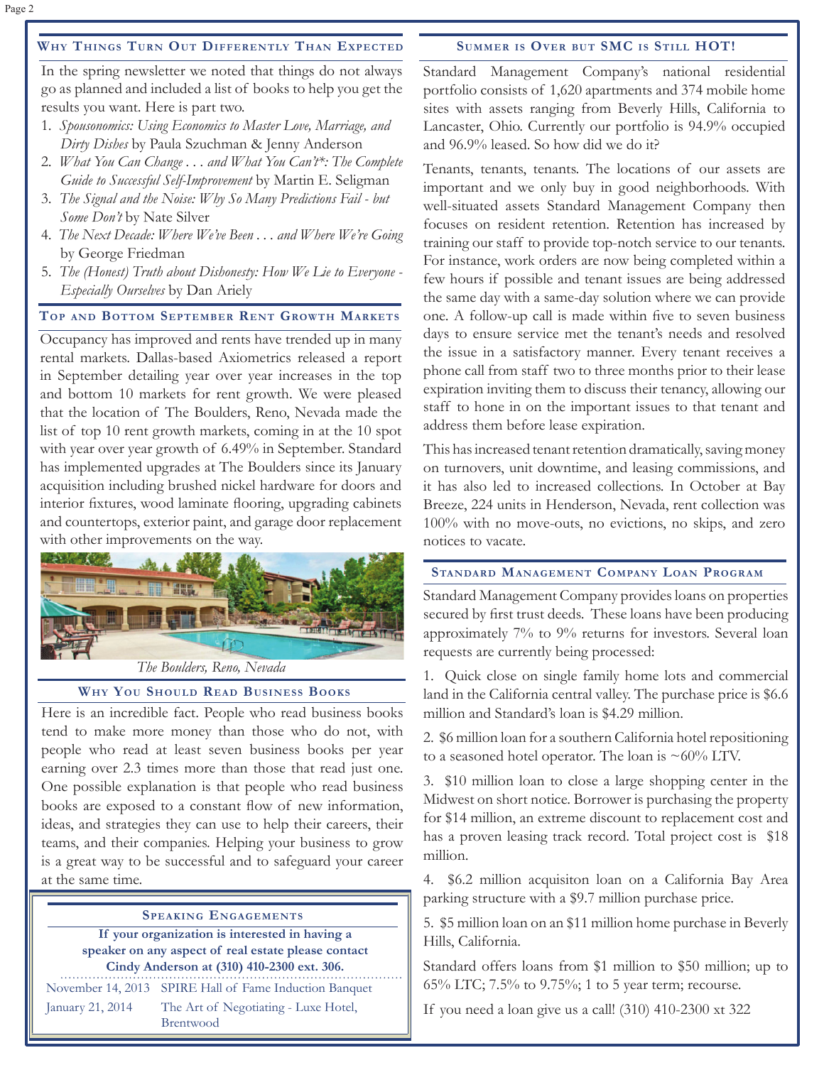## Why Things Turn Out Differently Than Expected

In the spring newsletter we noted that things do not always go as planned and included a list of books to help you get the results you want. Here is part two.

1. *Spousonomics: Using Economics to Master Love, Marriage, and Dirty Dishes* by Paula Szuchman & Jenny Anderson
2. *What You Can Change . . . and What You Can't*: The Complete Guide to Successful Self-Improvement* by Martin E. Seligman
3. *The Signal and the Noise: Why So Many Predictions Fail - but Some Don't* by Nate Silver
4. *The Next Decade: Where We've Been . . . and Where We're Going* by George Friedman
5. *The (Honest) Truth about Dishonesty: How We Lie to Everyone - Especially Ourselves* by Dan Ariely

## Top and Bottom September Rent Growth Markets

Occupancy has improved and rents have trended up in many rental markets. Dallas-based Axiometrics released a report in September detailing year over year increases in the top and bottom 10 markets for rent growth. We were pleased that the location of The Boulders, Reno, Nevada made the list of top 10 rent growth markets, coming in at the 10 spot with year over year growth of 6.49% in September. Standard has implemented upgrades at The Boulders since its January acquisition including brushed nickel hardware for doors and interior fixtures, wood laminate flooring, upgrading cabinets and countertops, exterior paint, and garage door replacement with other improvements on the way.

*The Boulders, Reno, Nevada*

## Why You Should Read Business Books

Here is an incredible fact. People who read business books tend to make more money than those who do not, with people who read at least seven business books per year earning over 2.3 times more than those that read just one. One possible explanation is that people who read business books are exposed to a constant flow of new information, ideas, and strategies they can use to help their careers, their teams, and their companies. Helping your business to grow is a great way to be successful and to safeguard your career at the same time.

## Speaking Engagements

**If your organization is interested in having a speaker on any aspect of real estate please contact Cindy Anderson at (310) 410-2300 ext. 306.**

| | |
|---|---|
| November 14, 2013 | SPIRE Hall of Fame Induction Banquet |
| January 21, 2014 | The Art of Negotiating - Luxe Hotel, Brentwood |

## Summer is Over but SMC is Still HOT!

Standard Management Company's national residential portfolio consists of 1,620 apartments and 374 mobile home sites with assets ranging from Beverly Hills, California to Lancaster, Ohio. Currently our portfolio is 94.9% occupied and 96.9% leased. So how did we do it?

Tenants, tenants, tenants. The locations of our assets are important and we only buy in good neighborhoods. With well-situated assets Standard Management Company then focuses on resident retention. Retention has increased by training our staff to provide top-notch service to our tenants. For instance, work orders are now being completed within a few hours if possible and tenant issues are being addressed the same day with a same-day solution where we can provide one. A follow-up call is made within five to seven business days to ensure service met the tenant's needs and resolved the issue in a satisfactory manner. Every tenant receives a phone call from staff two to three months prior to their lease expiration inviting them to discuss their tenancy, allowing our staff to hone in on the important issues to that tenant and address them before lease expiration.

This has increased tenant retention dramatically, saving money on turnovers, unit downtime, and leasing commissions, and it has also led to increased collections. In October at Bay Breeze, 224 units in Henderson, Nevada, rent collection was 100% with no move-outs, no evictions, no skips, and zero notices to vacate.

## Standard Management Company Loan Program

Standard Management Company provides loans on properties secured by first trust deeds. These loans have been producing approximately 7% to 9% returns for investors. Several loan requests are currently being processed:

1. Quick close on single family home lots and commercial land in the California central valley. The purchase price is $6.6 million and Standard's loan is $4.29 million.

2. $6 million loan for a southern California hotel repositioning to a seasoned hotel operator. The loan is ~60% LTV.

3. $10 million loan to close a large shopping center in the Midwest on short notice. Borrower is purchasing the property for $14 million, an extreme discount to replacement cost and has a proven leasing track record. Total project cost is $18 million.

4. $6.2 million acquisiton loan on a California Bay Area parking structure with a $9.7 million purchase price.

5. $5 million loan on an $11 million home purchase in Beverly Hills, California.

Standard offers loans from $1 million to $50 million; up to 65% LTC; 7.5% to 9.75%; 1 to 5 year term; recourse.

If you need a loan give us a call! (310) 410-2300 xt 322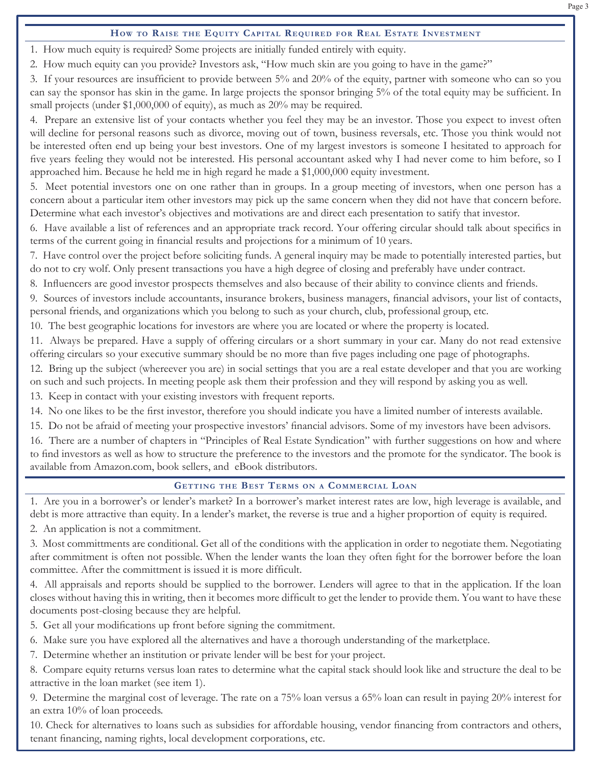## How to Raise the Equity Capital Required for Real Estate Investment

1. How much equity is required? Some projects are initially funded entirely with equity.
2. How much equity can you provide? Investors ask, "How much skin are you going to have in the game?"
3. If your resources are insufficient to provide between 5% and 20% of the equity, partner with someone who can so you can say the sponsor has skin in the game. In large projects the sponsor bringing 5% of the total equity may be sufficient. In small projects (under $1,000,000 of equity), as much as 20% may be required.
4. Prepare an extensive list of your contacts whether you feel they may be an investor. Those you expect to invest often will decline for personal reasons such as divorce, moving out of town, business reversals, etc. Those you think would not be interested often end up being your best investors. One of my largest investors is someone I hesitated to approach for five years feeling they would not be interested. His personal accountant asked why I had never come to him before, so I approached him. Because he held me in high regard he made a $1,000,000 equity investment.
5. Meet potential investors one on one rather than in groups. In a group meeting of investors, when one person has a concern about a particular item other investors may pick up the same concern when they did not have that concern before. Determine what each investor's objectives and motivations are and direct each presentation to satify that investor.
6. Have available a list of references and an appropriate track record. Your offering circular should talk about specifics in terms of the current going in financial results and projections for a minimum of 10 years.
7. Have control over the project before soliciting funds. A general inquiry may be made to potentially interested parties, but do not to cry wolf. Only present transactions you have a high degree of closing and preferably have under contract.
8. Influencers are good investor prospects themselves and also because of their ability to convince clients and friends.
9. Sources of investors include accountants, insurance brokers, business managers, financial advisors, your list of contacts, personal friends, and organizations which you belong to such as your church, club, professional group, etc.
10. The best geographic locations for investors are where you are located or where the property is located.
11. Always be prepared. Have a supply of offering circulars or a short summary in your car. Many do not read extensive offering circulars so your executive summary should be no more than five pages including one page of photographs.
12. Bring up the subject (whereever you are) in social settings that you are a real estate developer and that you are working on such and such projects. In meeting people ask them their profession and they will respond by asking you as well.
13. Keep in contact with your existing investors with frequent reports.
14. No one likes to be the first investor, therefore you should indicate you have a limited number of interests available.
15. Do not be afraid of meeting your prospective investors' financial advisors. Some of my investors have been advisors.
16. There are a number of chapters in "Principles of Real Estate Syndication" with further suggestions on how and where to find investors as well as how to structure the preference to the investors and the promote for the syndicator. The book is available from Amazon.com, book sellers, and eBook distributors.

## Getting the Best Terms on a Commercial Loan

1. Are you in a borrower's or lender's market? In a borrower's market interest rates are low, high leverage is available, and debt is more attractive than equity. In a lender's market, the reverse is true and a higher proportion of equity is required.
2. An application is not a commitment.
3. Most committments are conditional. Get all of the conditions with the application in order to negotiate them. Negotiating after commitment is often not possible. When the lender wants the loan they often fight for the borrower before the loan committee. After the committment is issued it is more difficult.
4. All appraisals and reports should be supplied to the borrower. Lenders will agree to that in the application. If the loan closes without having this in writing, then it becomes more difficult to get the lender to provide them. You want to have these documents post-closing because they are helpful.
5. Get all your modifications up front before signing the commitment.
6. Make sure you have explored all the alternatives and have a thorough understanding of the marketplace.
7. Determine whether an institution or private lender will be best for your project.
8. Compare equity returns versus loan rates to determine what the capital stack should look like and structure the deal to be attractive in the loan market (see item 1).
9. Determine the marginal cost of leverage. The rate on a 75% loan versus a 65% loan can result in paying 20% interest for an extra 10% of loan proceeds.
10. Check for alternatives to loans such as subsidies for affordable housing, vendor financing from contractors and others, tenant financing, naming rights, local development corporations, etc.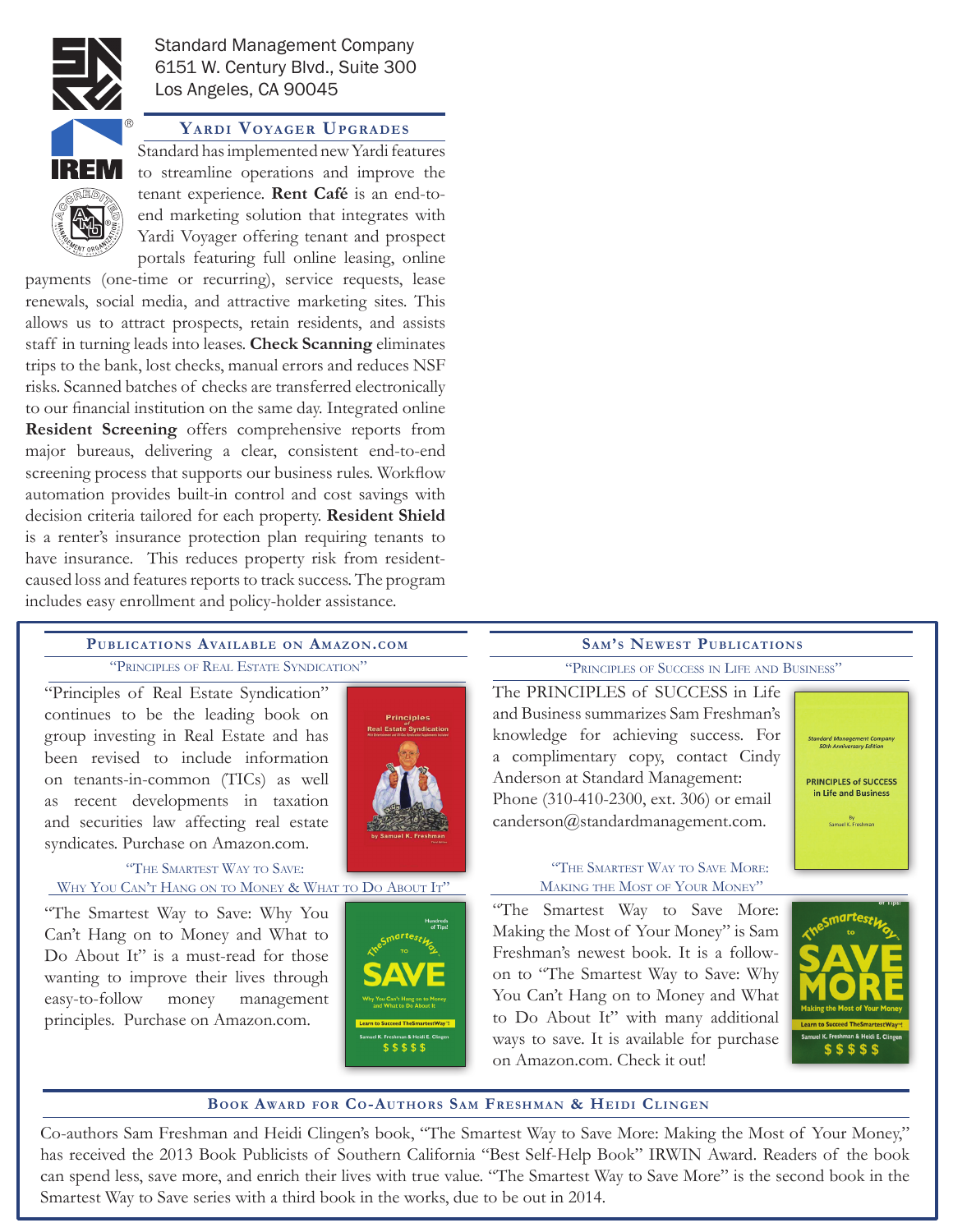Standard Management Company
6151 W. Century Blvd., Suite 300
Los Angeles, CA 90045

## Yardi Voyager Upgrades

Standard has implemented new Yardi features to streamline operations and improve the tenant experience. **Rent Café** is an end-to-end marketing solution that integrates with Yardi Voyager offering tenant and prospect portals featuring full online leasing, online payments (one-time or recurring), service requests, lease renewals, social media, and attractive marketing sites. This allows us to attract prospects, retain residents, and assists staff in turning leads into leases. **Check Scanning** eliminates trips to the bank, lost checks, manual errors and reduces NSF risks. Scanned batches of checks are transferred electronically to our financial institution on the same day. Integrated online **Resident Screening** offers comprehensive reports from major bureaus, delivering a clear, consistent end-to-end screening process that supports our business rules. Workflow automation provides built-in control and cost savings with decision criteria tailored for each property. **Resident Shield** is a renter's insurance protection plan requiring tenants to have insurance. This reduces property risk from resident-caused loss and features reports to track success. The program includes easy enrollment and policy-holder assistance.

## Publications Available on Amazon.com

### "Principles of Real Estate Syndication"

"Principles of Real Estate Syndication" continues to be the leading book on group investing in Real Estate and has been revised to include information on tenants-in-common (TICs) as well as recent developments in taxation and securities law affecting real estate syndicates. Purchase on Amazon.com.

### "The Smartest Way to Save: Why You Can't Hang on to Money & What to Do About It"

"The Smartest Way to Save: Why You Can't Hang on to Money and What to Do About It" is a must-read for those wanting to improve their lives through easy-to-follow money management principles. Purchase on Amazon.com.

## Sam's Newest Publications

### "Principles of Success in Life and Business"

The PRINCIPLES of SUCCESS in Life and Business summarizes Sam Freshman's knowledge for achieving success. For a complimentary copy, contact Cindy Anderson at Standard Management: Phone (310-410-2300, ext. 306) or email canderson@standardmanagement.com.

### "The Smartest Way to Save More: Making the Most of Your Money"

"The Smartest Way to Save More: Making the Most of Your Money" is Sam Freshman's newest book. It is a follow-on to "The Smartest Way to Save: Why You Can't Hang on to Money and What to Do About It" with many additional ways to save. It is available for purchase on Amazon.com. Check it out!

## Book Award for Co-Authors Sam Freshman & Heidi Clingen

Co-authors Sam Freshman and Heidi Clingen's book, "The Smartest Way to Save More: Making the Most of Your Money," has received the 2013 Book Publicists of Southern California "Best Self-Help Book" IRWIN Award. Readers of the book can spend less, save more, and enrich their lives with true value. "The Smartest Way to Save More" is the second book in the Smartest Way to Save series with a third book in the works, due to be out in 2014.